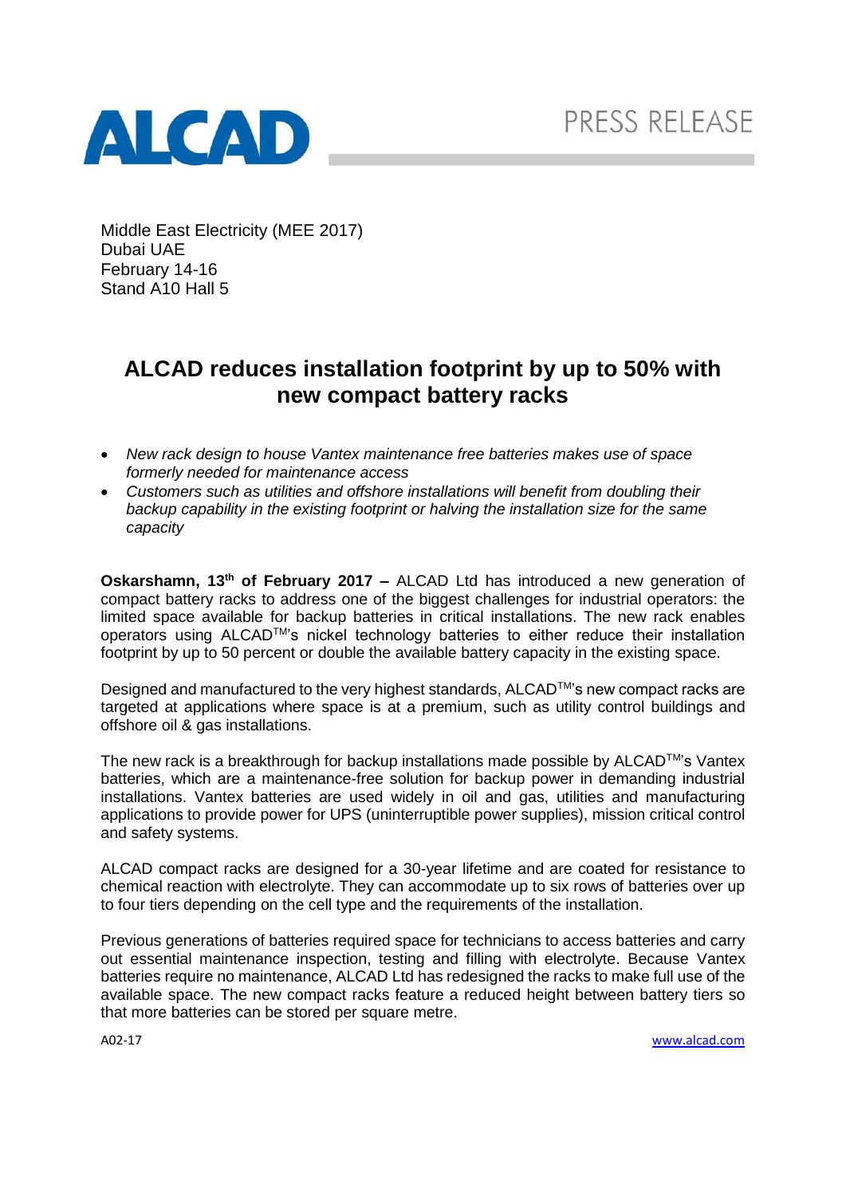ALCAD

PRESS RELEASE

Middle East Electricity (MEE 2017)
Dubai UAE
February 14-16
Stand A10 Hall 5

# ALCAD reduces installation footprint by up to 50% with new compact battery racks

- *New rack design to house Vantex maintenance free batteries makes use of space formerly needed for maintenance access*
- *Customers such as utilities and offshore installations will benefit from doubling their backup capability in the existing footprint or halving the installation size for the same capacity*

**Oskarshamn, 13th of February 2017 –** ALCAD Ltd has introduced a new generation of compact battery racks to address one of the biggest challenges for industrial operators: the limited space available for backup batteries in critical installations. The new rack enables operators using ALCAD™'s nickel technology batteries to either reduce their installation footprint by up to 50 percent or double the available battery capacity in the existing space.

Designed and manufactured to the very highest standards, ALCAD™'s new compact racks are targeted at applications where space is at a premium, such as utility control buildings and offshore oil & gas installations.

The new rack is a breakthrough for backup installations made possible by ALCAD™'s Vantex batteries, which are a maintenance-free solution for backup power in demanding industrial installations. Vantex batteries are used widely in oil and gas, utilities and manufacturing applications to provide power for UPS (uninterruptible power supplies), mission critical control and safety systems.

ALCAD compact racks are designed for a 30-year lifetime and are coated for resistance to chemical reaction with electrolyte. They can accommodate up to six rows of batteries over up to four tiers depending on the cell type and the requirements of the installation.

Previous generations of batteries required space for technicians to access batteries and carry out essential maintenance inspection, testing and filling with electrolyte. Because Vantex batteries require no maintenance, ALCAD Ltd has redesigned the racks to make full use of the available space. The new compact racks feature a reduced height between battery tiers so that more batteries can be stored per square metre.

A02-17

www.alcad.com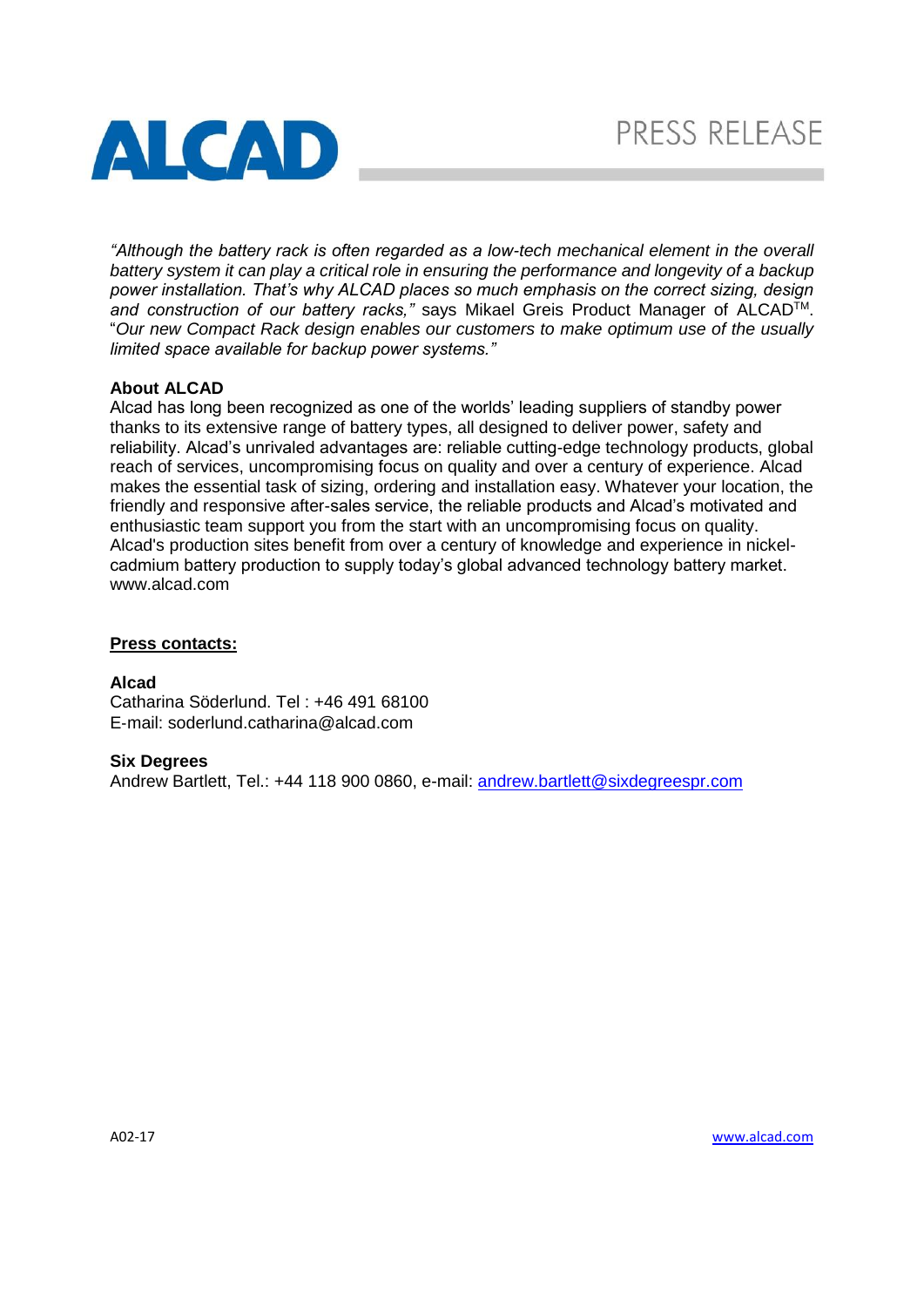*"Although the battery rack is often regarded as a low-tech mechanical element in the overall battery system it can play a critical role in ensuring the performance and longevity of a backup power installation. That's why ALCAD places so much emphasis on the correct sizing, design and construction of our battery racks,"* says Mikael Greis Product Manager of ALCAD$^{TM}$. "*Our new Compact Rack design enables our customers to make optimum use of the usually limited space available for backup power systems."*

**About ALCAD**

Alcad has long been recognized as one of the worlds' leading suppliers of standby power thanks to its extensive range of battery types, all designed to deliver power, safety and reliability. Alcad's unrivaled advantages are: reliable cutting-edge technology products, global reach of services, uncompromising focus on quality and over a century of experience. Alcad makes the essential task of sizing, ordering and installation easy. Whatever your location, the friendly and responsive after-sales service, the reliable products and Alcad's motivated and enthusiastic team support you from the start with an uncompromising focus on quality. Alcad's production sites benefit from over a century of knowledge and experience in nickel-cadmium battery production to supply today's global advanced technology battery market. www.alcad.com

**Press contacts:**

**Alcad**
Catharina Söderlund. Tel : +46 491 68100
E-mail: soderlund.catharina@alcad.com

**Six Degrees**
Andrew Bartlett, Tel.: +44 118 900 0860, e-mail: andrew.bartlett@sixdegreespr.com

A02-17